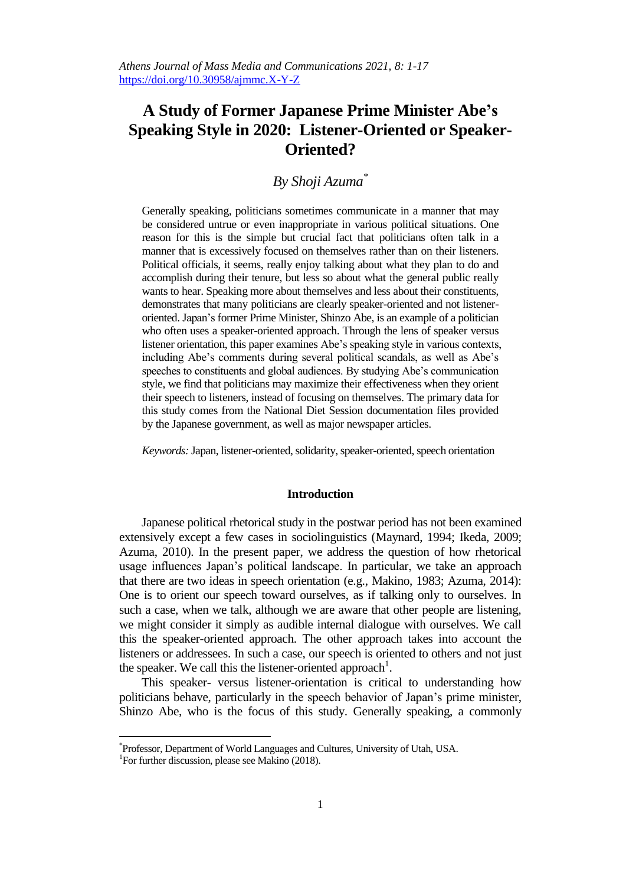# A Study of Former Japanese Prime Minister Abe's Speaking Style in 2020: Listener-Oriented or Speaker-Oriented?

*By Shoji Azuma*[*]

Generally speaking, politicians sometimes communicate in a manner that may be considered untrue or even inappropriate in various political situations. One reason for this is the simple but crucial fact that politicians often talk in a manner that is excessively focused on themselves rather than on their listeners. Political officials, it seems, really enjoy talking about what they plan to do and accomplish during their tenure, but less so about what the general public really wants to hear. Speaking more about themselves and less about their constituents, demonstrates that many politicians are clearly speaker-oriented and not listener-oriented. Japan's former Prime Minister, Shinzo Abe, is an example of a politician who often uses a speaker-oriented approach. Through the lens of speaker versus listener orientation, this paper examines Abe's speaking style in various contexts, including Abe's comments during several political scandals, as well as Abe's speeches to constituents and global audiences. By studying Abe's communication style, we find that politicians may maximize their effectiveness when they orient their speech to listeners, instead of focusing on themselves. The primary data for this study comes from the National Diet Session documentation files provided by the Japanese government, as well as major newspaper articles.

*Keywords:* Japan, listener-oriented, solidarity, speaker-oriented, speech orientation

## Introduction

Japanese political rhetorical study in the postwar period has not been examined extensively except a few cases in sociolinguistics (Maynard, 1994; Ikeda, 2009; Azuma, 2010). In the present paper, we address the question of how rhetorical usage influences Japan's political landscape. In particular, we take an approach that there are two ideas in speech orientation (e.g., Makino, 1983; Azuma, 2014): One is to orient our speech toward ourselves, as if talking only to ourselves. In such a case, when we talk, although we are aware that other people are listening, we might consider it simply as audible internal dialogue with ourselves. We call this the speaker-oriented approach. The other approach takes into account the listeners or addressees. In such a case, our speech is oriented to others and not just the speaker. We call this the listener-oriented approach[1].

This speaker- versus listener-orientation is critical to understanding how politicians behave, particularly in the speech behavior of Japan's prime minister, Shinzo Abe, who is the focus of this study. Generally speaking, a commonly

---

[*] Professor, Department of World Languages and Cultures, University of Utah, USA.

[1] For further discussion, please see Makino (2018).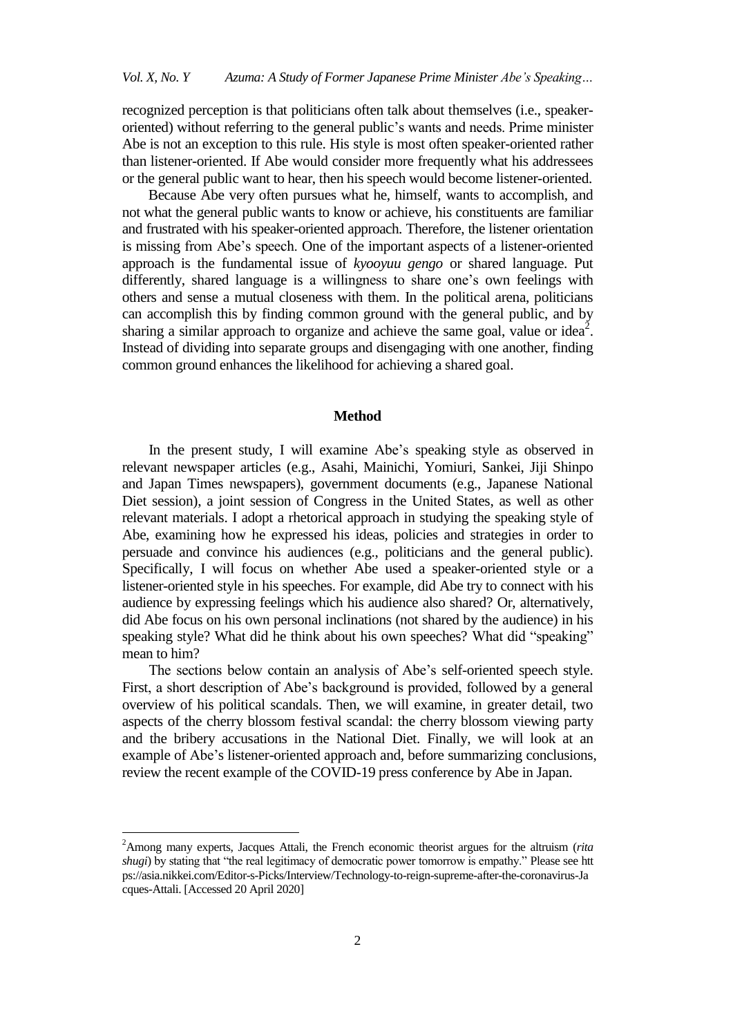recognized perception is that politicians often talk about themselves (i.e., speaker-oriented) without referring to the general public's wants and needs. Prime minister Abe is not an exception to this rule. His style is most often speaker-oriented rather than listener-oriented. If Abe would consider more frequently what his addressees or the general public want to hear, then his speech would become listener-oriented.

Because Abe very often pursues what he, himself, wants to accomplish, and not what the general public wants to know or achieve, his constituents are familiar and frustrated with his speaker-oriented approach. Therefore, the listener orientation is missing from Abe's speech. One of the important aspects of a listener-oriented approach is the fundamental issue of *kyooyuu gengo* or shared language. Put differently, shared language is a willingness to share one's own feelings with others and sense a mutual closeness with them. In the political arena, politicians can accomplish this by finding common ground with the general public, and by sharing a similar approach to organize and achieve the same goal, value or idea[2]. Instead of dividing into separate groups and disengaging with one another, finding common ground enhances the likelihood for achieving a shared goal.

## Method

In the present study, I will examine Abe's speaking style as observed in relevant newspaper articles (e.g., Asahi, Mainichi, Yomiuri, Sankei, Jiji Shinpo and Japan Times newspapers), government documents (e.g., Japanese National Diet session), a joint session of Congress in the United States, as well as other relevant materials. I adopt a rhetorical approach in studying the speaking style of Abe, examining how he expressed his ideas, policies and strategies in order to persuade and convince his audiences (e.g., politicians and the general public). Specifically, I will focus on whether Abe used a speaker-oriented style or a listener-oriented style in his speeches. For example, did Abe try to connect with his audience by expressing feelings which his audience also shared? Or, alternatively, did Abe focus on his own personal inclinations (not shared by the audience) in his speaking style? What did he think about his own speeches? What did "speaking" mean to him?

The sections below contain an analysis of Abe's self-oriented speech style. First, a short description of Abe's background is provided, followed by a general overview of his political scandals. Then, we will examine, in greater detail, two aspects of the cherry blossom festival scandal: the cherry blossom viewing party and the bribery accusations in the National Diet. Finally, we will look at an example of Abe's listener-oriented approach and, before summarizing conclusions, review the recent example of the COVID-19 press conference by Abe in Japan.

---

[2]Among many experts, Jacques Attali, the French economic theorist argues for the altruism (*rita shugi*) by stating that "the real legitimacy of democratic power tomorrow is empathy." Please see https://asia.nikkei.com/Editor-s-Picks/Interview/Technology-to-reign-supreme-after-the-coronavirus-Jacques-Attali. [Accessed 20 April 2020]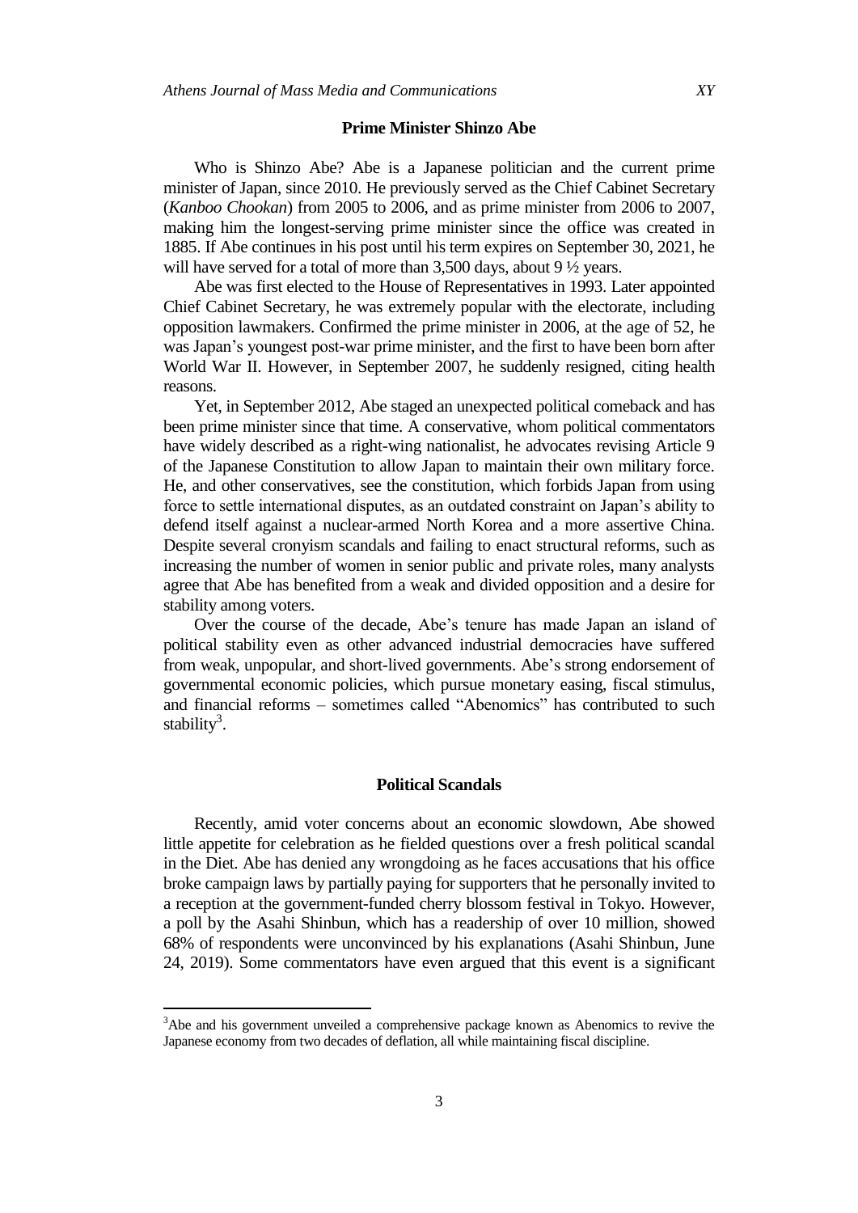## Prime Minister Shinzo Abe

Who is Shinzo Abe? Abe is a Japanese politician and the current prime minister of Japan, since 2010. He previously served as the Chief Cabinet Secretary (*Kanboo Chookan*) from 2005 to 2006, and as prime minister from 2006 to 2007, making him the longest-serving prime minister since the office was created in 1885. If Abe continues in his post until his term expires on September 30, 2021, he will have served for a total of more than 3,500 days, about 9 ½ years.

Abe was first elected to the House of Representatives in 1993. Later appointed Chief Cabinet Secretary, he was extremely popular with the electorate, including opposition lawmakers. Confirmed the prime minister in 2006, at the age of 52, he was Japan's youngest post-war prime minister, and the first to have been born after World War II. However, in September 2007, he suddenly resigned, citing health reasons.

Yet, in September 2012, Abe staged an unexpected political comeback and has been prime minister since that time. A conservative, whom political commentators have widely described as a right-wing nationalist, he advocates revising Article 9 of the Japanese Constitution to allow Japan to maintain their own military force. He, and other conservatives, see the constitution, which forbids Japan from using force to settle international disputes, as an outdated constraint on Japan's ability to defend itself against a nuclear-armed North Korea and a more assertive China. Despite several cronyism scandals and failing to enact structural reforms, such as increasing the number of women in senior public and private roles, many analysts agree that Abe has benefited from a weak and divided opposition and a desire for stability among voters.

Over the course of the decade, Abe's tenure has made Japan an island of political stability even as other advanced industrial democracies have suffered from weak, unpopular, and short-lived governments. Abe's strong endorsement of governmental economic policies, which pursue monetary easing, fiscal stimulus, and financial reforms – sometimes called "Abenomics" has contributed to such stability[3].

## Political Scandals

Recently, amid voter concerns about an economic slowdown, Abe showed little appetite for celebration as he fielded questions over a fresh political scandal in the Diet. Abe has denied any wrongdoing as he faces accusations that his office broke campaign laws by partially paying for supporters that he personally invited to a reception at the government-funded cherry blossom festival in Tokyo. However, a poll by the Asahi Shinbun, which has a readership of over 10 million, showed 68% of respondents were unconvinced by his explanations (Asahi Shinbun, June 24, 2019). Some commentators have even argued that this event is a significant

---

[3] Abe and his government unveiled a comprehensive package known as Abenomics to revive the Japanese economy from two decades of deflation, all while maintaining fiscal discipline.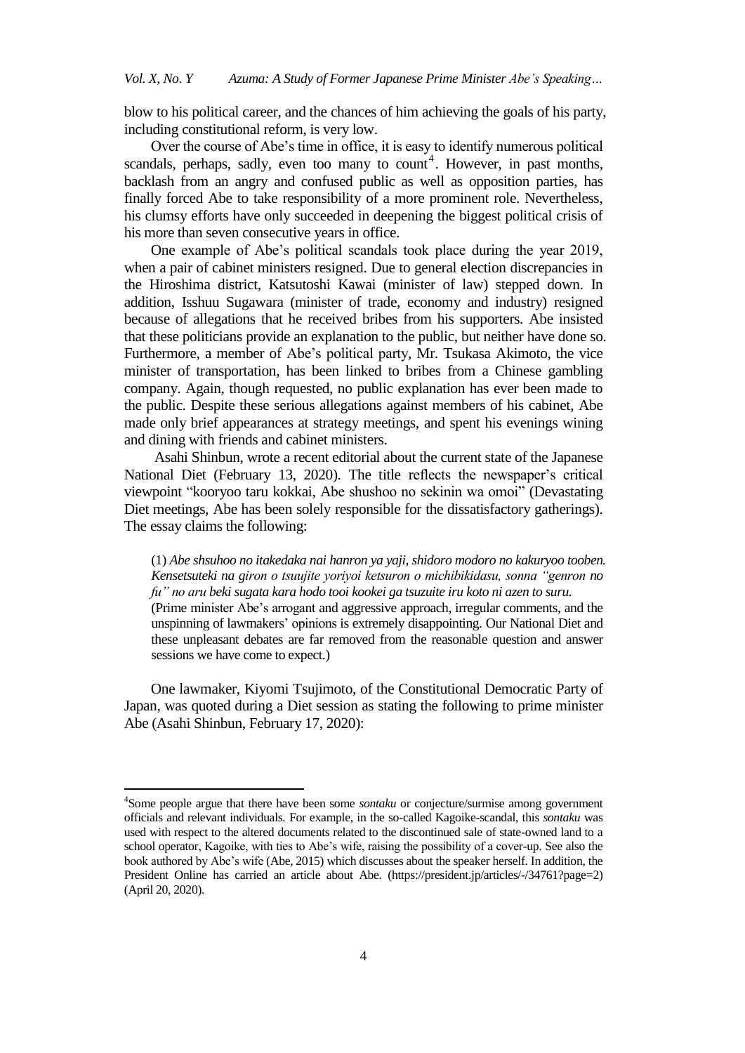blow to his political career, and the chances of him achieving the goals of his party, including constitutional reform, is very low.

Over the course of Abe's time in office, it is easy to identify numerous political scandals, perhaps, sadly, even too many to count[4]. However, in past months, backlash from an angry and confused public as well as opposition parties, has finally forced Abe to take responsibility of a more prominent role. Nevertheless, his clumsy efforts have only succeeded in deepening the biggest political crisis of his more than seven consecutive years in office.

One example of Abe's political scandals took place during the year 2019, when a pair of cabinet ministers resigned. Due to general election discrepancies in the Hiroshima district, Katsutoshi Kawai (minister of law) stepped down. In addition, Isshuu Sugawara (minister of trade, economy and industry) resigned because of allegations that he received bribes from his supporters. Abe insisted that these politicians provide an explanation to the public, but neither have done so. Furthermore, a member of Abe's political party, Mr. Tsukasa Akimoto, the vice minister of transportation, has been linked to bribes from a Chinese gambling company. Again, though requested, no public explanation has ever been made to the public. Despite these serious allegations against members of his cabinet, Abe made only brief appearances at strategy meetings, and spent his evenings wining and dining with friends and cabinet ministers.

Asahi Shinbun, wrote a recent editorial about the current state of the Japanese National Diet (February 13, 2020). The title reflects the newspaper's critical viewpoint "kooryoo taru kokkai, Abe shushoo no sekinin wa omoi" (Devastating Diet meetings, Abe has been solely responsible for the dissatisfactory gatherings). The essay claims the following:

> (1) *Abe shshuhoo no itakedaka nai hanron ya yaji, shidoro modoro no kakuryoo tooben. Kensetsuteki na giron o tsuujite yoriyoi ketsuron o michibikidasu, sonna "genron no fu" no aru beki sugata kara hodo tooi kookei ga tsuzuite iru koto ni azen to suru.*
> (Prime minister Abe's arrogant and aggressive approach, irregular comments, and the unspinning of lawmakers' opinions is extremely disappointing. Our National Diet and these unpleasant debates are far removed from the reasonable question and answer sessions we have come to expect.)

One lawmaker, Kiyomi Tsujimoto, of the Constitutional Democratic Party of Japan, was quoted during a Diet session as stating the following to prime minister Abe (Asahi Shinbun, February 17, 2020):

---

[4] Some people argue that there have been some *sontaku* or conjecture/surmise among government officials and relevant individuals. For example, in the so-called Kagoike-scandal, this *sontaku* was used with respect to the altered documents related to the discontinued sale of state-owned land to a school operator, Kagoike, with ties to Abe's wife, raising the possibility of a cover-up. See also the book authored by Abe's wife (Abe, 2015) which discusses about the speaker herself. In addition, the President Online has carried an article about Abe. (https://president.jp/articles/-/34761?page=2) (April 20, 2020).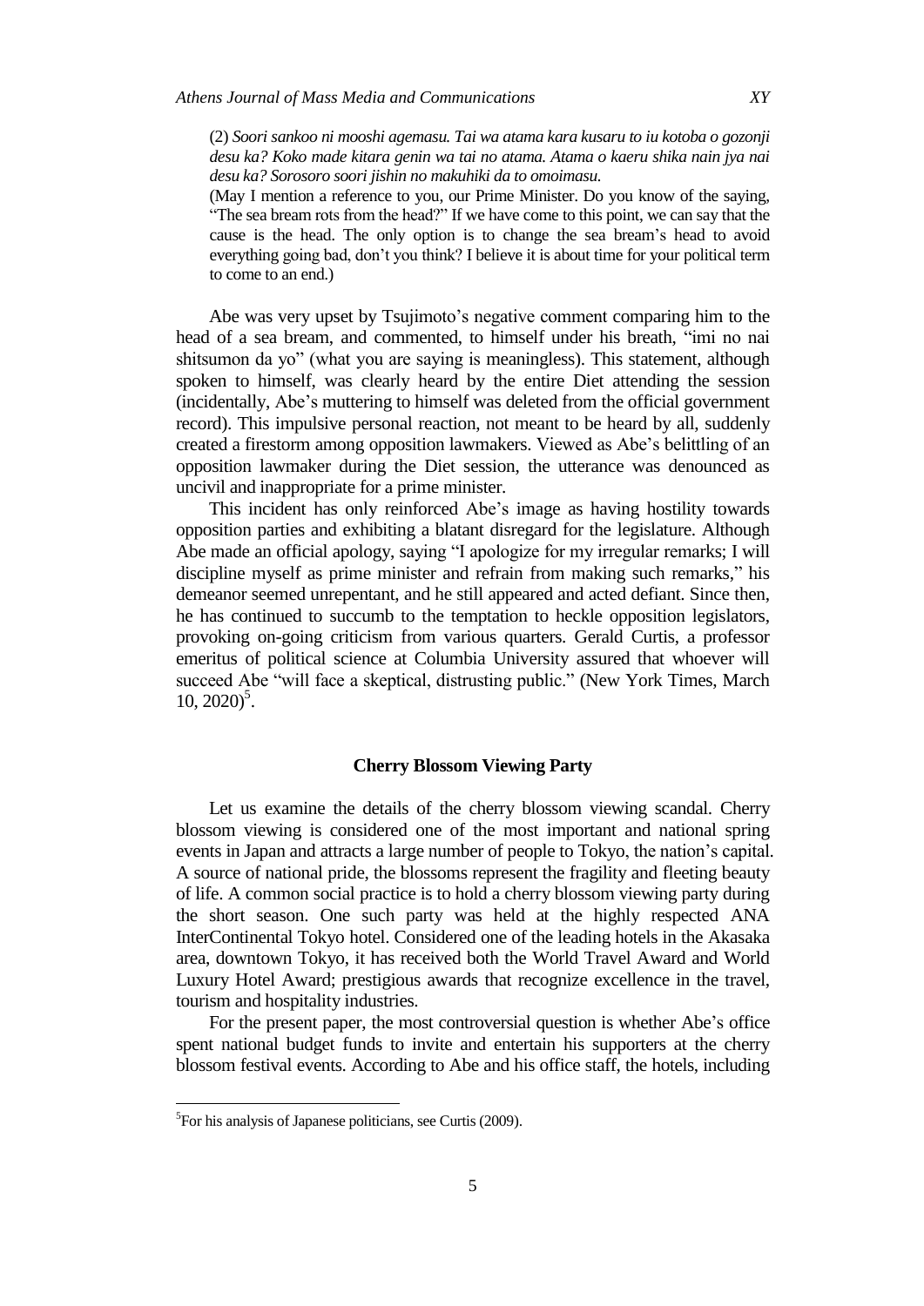(2) *Soori sankoo ni mooshi agemasu. Tai wa atama kara kusaru to iu kotoba o gozonji desu ka? Koko made kitara genin wa tai no atama. Atama o kaeru shika nain jya nai desu ka? Sorosoro soori jishin no makuhiki da to omoimasu.*

(May I mention a reference to you, our Prime Minister. Do you know of the saying, "The sea bream rots from the head?" If we have come to this point, we can say that the cause is the head. The only option is to change the sea bream's head to avoid everything going bad, don't you think? I believe it is about time for your political term to come to an end.)

Abe was very upset by Tsujimoto's negative comment comparing him to the head of a sea bream, and commented, to himself under his breath, "imi no nai shitsumon da yo" (what you are saying is meaningless). This statement, although spoken to himself, was clearly heard by the entire Diet attending the session (incidentally, Abe's muttering to himself was deleted from the official government record). This impulsive personal reaction, not meant to be heard by all, suddenly created a firestorm among opposition lawmakers. Viewed as Abe's belittling of an opposition lawmaker during the Diet session, the utterance was denounced as uncivil and inappropriate for a prime minister.

This incident has only reinforced Abe's image as having hostility towards opposition parties and exhibiting a blatant disregard for the legislature. Although Abe made an official apology, saying "I apologize for my irregular remarks; I will discipline myself as prime minister and refrain from making such remarks," his demeanor seemed unrepentant, and he still appeared and acted defiant. Since then, he has continued to succumb to the temptation to heckle opposition legislators, provoking on-going criticism from various quarters. Gerald Curtis, a professor emeritus of political science at Columbia University assured that whoever will succeed Abe "will face a skeptical, distrusting public." (New York Times, March 10, 2020)[5].

## Cherry Blossom Viewing Party

Let us examine the details of the cherry blossom viewing scandal. Cherry blossom viewing is considered one of the most important and national spring events in Japan and attracts a large number of people to Tokyo, the nation's capital. A source of national pride, the blossoms represent the fragility and fleeting beauty of life. A common social practice is to hold a cherry blossom viewing party during the short season. One such party was held at the highly respected ANA InterContinental Tokyo hotel. Considered one of the leading hotels in the Akasaka area, downtown Tokyo, it has received both the World Travel Award and World Luxury Hotel Award; prestigious awards that recognize excellence in the travel, tourism and hospitality industries.

For the present paper, the most controversial question is whether Abe's office spent national budget funds to invite and entertain his supporters at the cherry blossom festival events. According to Abe and his office staff, the hotels, including

[5]For his analysis of Japanese politicians, see Curtis (2009).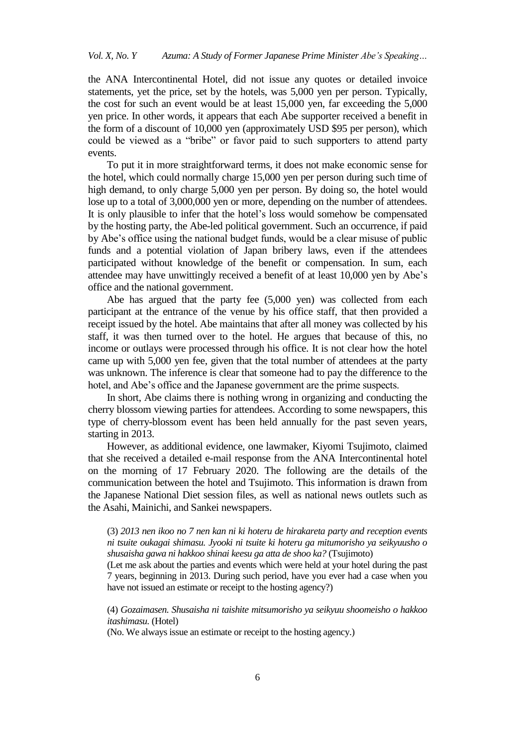the ANA Intercontinental Hotel, did not issue any quotes or detailed invoice statements, yet the price, set by the hotels, was 5,000 yen per person. Typically, the cost for such an event would be at least 15,000 yen, far exceeding the 5,000 yen price. In other words, it appears that each Abe supporter received a benefit in the form of a discount of 10,000 yen (approximately USD $95 per person), which could be viewed as a "bribe" or favor paid to such supporters to attend party events.

To put it in more straightforward terms, it does not make economic sense for the hotel, which could normally charge 15,000 yen per person during such time of high demand, to only charge 5,000 yen per person. By doing so, the hotel would lose up to a total of 3,000,000 yen or more, depending on the number of attendees. It is only plausible to infer that the hotel's loss would somehow be compensated by the hosting party, the Abe-led political government. Such an occurrence, if paid by Abe's office using the national budget funds, would be a clear misuse of public funds and a potential violation of Japan bribery laws, even if the attendees participated without knowledge of the benefit or compensation. In sum, each attendee may have unwittingly received a benefit of at least 10,000 yen by Abe's office and the national government.

Abe has argued that the party fee (5,000 yen) was collected from each participant at the entrance of the venue by his office staff, that then provided a receipt issued by the hotel. Abe maintains that after all money was collected by his staff, it was then turned over to the hotel. He argues that because of this, no income or outlays were processed through his office. It is not clear how the hotel came up with 5,000 yen fee, given that the total number of attendees at the party was unknown. The inference is clear that someone had to pay the difference to the hotel, and Abe's office and the Japanese government are the prime suspects.

In short, Abe claims there is nothing wrong in organizing and conducting the cherry blossom viewing parties for attendees. According to some newspapers, this type of cherry-blossom event has been held annually for the past seven years, starting in 2013.

However, as additional evidence, one lawmaker, Kiyomi Tsujimoto, claimed that she received a detailed e-mail response from the ANA Intercontinental hotel on the morning of 17 February 2020. The following are the details of the communication between the hotel and Tsujimoto. This information is drawn from the Japanese National Diet session files, as well as national news outlets such as the Asahi, Mainichi, and Sankei newspapers.

> (3) *2013 nen ikoo no 7 nen kan ni ki hoteru de hirakareta party and reception events ni tsuite oukagai shimasu. Jyooki ni tsuite ki hoteru ga mitumorisho ya seikyuusho o shusaisha gawa ni hakkoo shinai keesu ga atta de shoo ka?* (Tsujimoto)
> (Let me ask about the parties and events which were held at your hotel during the past 7 years, beginning in 2013. During such period, have you ever had a case when you have not issued an estimate or receipt to the hosting agency?)
>
> (4) *Gozaimasen. Shusaisha ni taishite mitsumorisho ya seikyuu shoomeisho o hakkoo itashimasu.* (Hotel)
> (No. We always issue an estimate or receipt to the hosting agency.)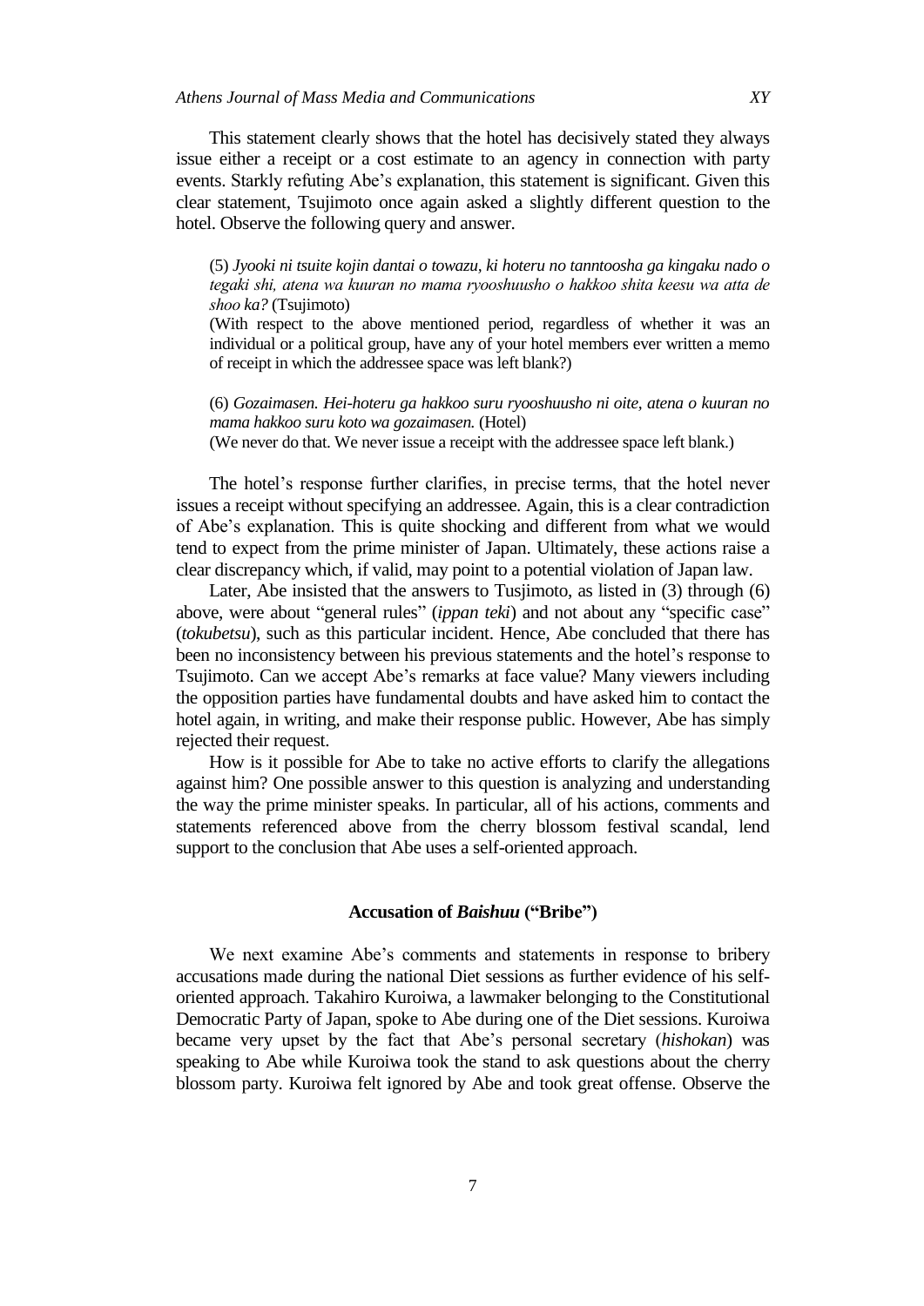This statement clearly shows that the hotel has decisively stated they always issue either a receipt or a cost estimate to an agency in connection with party events. Starkly refuting Abe's explanation, this statement is significant. Given this clear statement, Tsujimoto once again asked a slightly different question to the hotel. Observe the following query and answer.

> (5) *Jyooki ni tsuite kojin dantai o towazu, ki hoteru no tanntoosha ga kingaku nado o tegaki shi, atena wa kuuran no mama ryooshuusho o hakkoo shita keesu wa atta de shoo ka?* (Tsujimoto)
>
> (With respect to the above mentioned period, regardless of whether it was an individual or a political group, have any of your hotel members ever written a memo of receipt in which the addressee space was left blank?)

> (6) *Gozaimasen. Hei-hoteru ga hakkoo suru ryooshuusho ni oite, atena o kuuran no mama hakkoo suru koto wa gozaimasen.* (Hotel)
>
> (We never do that. We never issue a receipt with the addressee space left blank.)

The hotel's response further clarifies, in precise terms, that the hotel never issues a receipt without specifying an addressee. Again, this is a clear contradiction of Abe's explanation. This is quite shocking and different from what we would tend to expect from the prime minister of Japan. Ultimately, these actions raise a clear discrepancy which, if valid, may point to a potential violation of Japan law.

Later, Abe insisted that the answers to Tusjimoto, as listed in (3) through (6) above, were about "general rules" (*ippan teki*) and not about any "specific case" (*tokubetsu*), such as this particular incident. Hence, Abe concluded that there has been no inconsistency between his previous statements and the hotel's response to Tsujimoto. Can we accept Abe's remarks at face value? Many viewers including the opposition parties have fundamental doubts and have asked him to contact the hotel again, in writing, and make their response public. However, Abe has simply rejected their request.

How is it possible for Abe to take no active efforts to clarify the allegations against him? One possible answer to this question is analyzing and understanding the way the prime minister speaks. In particular, all of his actions, comments and statements referenced above from the cherry blossom festival scandal, lend support to the conclusion that Abe uses a self-oriented approach.

## Accusation of *Baishuu* ("Bribe")

We next examine Abe's comments and statements in response to bribery accusations made during the national Diet sessions as further evidence of his self-oriented approach. Takahiro Kuroiwa, a lawmaker belonging to the Constitutional Democratic Party of Japan, spoke to Abe during one of the Diet sessions. Kuroiwa became very upset by the fact that Abe's personal secretary (*hishokan*) was speaking to Abe while Kuroiwa took the stand to ask questions about the cherry blossom party. Kuroiwa felt ignored by Abe and took great offense. Observe the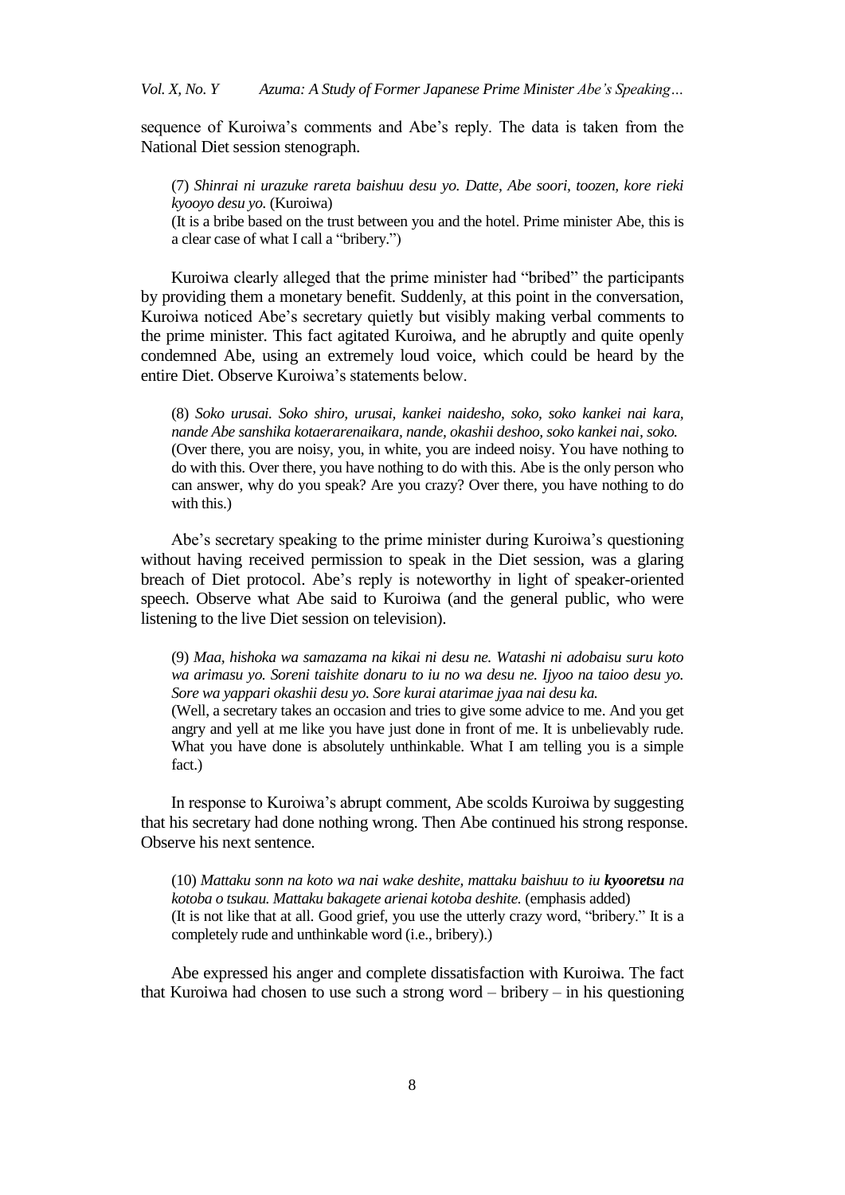sequence of Kuroiwa's comments and Abe's reply. The data is taken from the National Diet session stenograph.

> (7) *Shinrai ni urazuke rareta baishuu desu yo. Datte, Abe soori, toozen, kore rieki kyooyo desu yo.* (Kuroiwa)
> (It is a bribe based on the trust between you and the hotel. Prime minister Abe, this is a clear case of what I call a "bribery.")

Kuroiwa clearly alleged that the prime minister had "bribed" the participants by providing them a monetary benefit. Suddenly, at this point in the conversation, Kuroiwa noticed Abe's secretary quietly but visibly making verbal comments to the prime minister. This fact agitated Kuroiwa, and he abruptly and quite openly condemned Abe, using an extremely loud voice, which could be heard by the entire Diet. Observe Kuroiwa's statements below.

> (8) *Soko urusai. Soko shiro, urusai, kankei naidesho, soko, soko kankei nai kara, nande Abe sanshika kotaerarenaikara, nande, okashii deshoo, soko kankei nai, soko.*
> (Over there, you are noisy, you, in white, you are indeed noisy. You have nothing to do with this. Over there, you have nothing to do with this. Abe is the only person who can answer, why do you speak? Are you crazy? Over there, you have nothing to do with this.)

Abe's secretary speaking to the prime minister during Kuroiwa's questioning without having received permission to speak in the Diet session, was a glaring breach of Diet protocol. Abe's reply is noteworthy in light of speaker-oriented speech. Observe what Abe said to Kuroiwa (and the general public, who were listening to the live Diet session on television).

> (9) *Maa, hishoka wa samazama na kikai ni desu ne. Watashi ni adobaisu suru koto wa arimasu yo. Soreni taishite donaru to iu no wa desu ne. Ijyoo na taioo desu yo. Sore wa yappari okashii desu yo. Sore kurai atarimae jyaa nai desu ka.*
> (Well, a secretary takes an occasion and tries to give some advice to me. And you get angry and yell at me like you have just done in front of me. It is unbelievably rude. What you have done is absolutely unthinkable. What I am telling you is a simple fact.)

In response to Kuroiwa's abrupt comment, Abe scolds Kuroiwa by suggesting that his secretary had done nothing wrong. Then Abe continued his strong response. Observe his next sentence.

> (10) *Mattaku sonn na koto wa nai wake deshite, mattaku baishuu to iu* ***kyooretsu*** *na kotoba o tsukau. Mattaku bakagete arienai kotoba deshite.* (emphasis added)
> (It is not like that at all. Good grief, you use the utterly crazy word, "bribery." It is a completely rude and unthinkable word (i.e., bribery).)

Abe expressed his anger and complete dissatisfaction with Kuroiwa. The fact that Kuroiwa had chosen to use such a strong word – bribery – in his questioning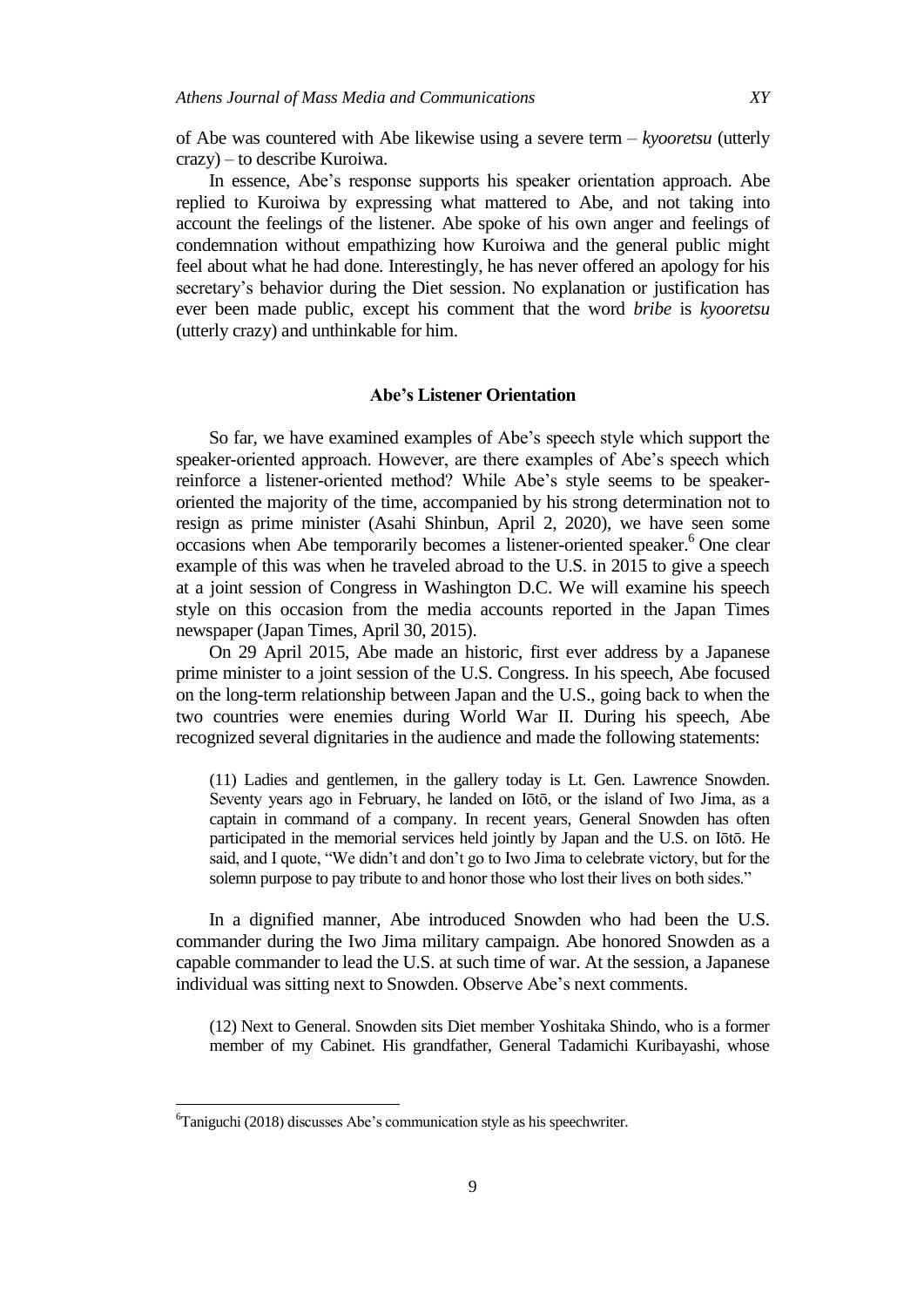of Abe was countered with Abe likewise using a severe term – *kyooretsu* (utterly crazy) – to describe Kuroiwa.

In essence, Abe's response supports his speaker orientation approach. Abe replied to Kuroiwa by expressing what mattered to Abe, and not taking into account the feelings of the listener. Abe spoke of his own anger and feelings of condemnation without empathizing how Kuroiwa and the general public might feel about what he had done. Interestingly, he has never offered an apology for his secretary's behavior during the Diet session. No explanation or justification has ever been made public, except his comment that the word *bribe* is *kyooretsu* (utterly crazy) and unthinkable for him.

## Abe's Listener Orientation

So far, we have examined examples of Abe's speech style which support the speaker-oriented approach. However, are there examples of Abe's speech which reinforce a listener-oriented method? While Abe's style seems to be speaker-oriented the majority of the time, accompanied by his strong determination not to resign as prime minister (Asahi Shinbun, April 2, 2020), we have seen some occasions when Abe temporarily becomes a listener-oriented speaker.[6] One clear example of this was when he traveled abroad to the U.S. in 2015 to give a speech at a joint session of Congress in Washington D.C. We will examine his speech style on this occasion from the media accounts reported in the Japan Times newspaper (Japan Times, April 30, 2015).

On 29 April 2015, Abe made an historic, first ever address by a Japanese prime minister to a joint session of the U.S. Congress. In his speech, Abe focused on the long-term relationship between Japan and the U.S., going back to when the two countries were enemies during World War II. During his speech, Abe recognized several dignitaries in the audience and made the following statements:

> (11) Ladies and gentlemen, in the gallery today is Lt. Gen. Lawrence Snowden. Seventy years ago in February, he landed on Iōtō, or the island of Iwo Jima, as a captain in command of a company. In recent years, General Snowden has often participated in the memorial services held jointly by Japan and the U.S. on Iōtō. He said, and I quote, "We didn't and don't go to Iwo Jima to celebrate victory, but for the solemn purpose to pay tribute to and honor those who lost their lives on both sides."

In a dignified manner, Abe introduced Snowden who had been the U.S. commander during the Iwo Jima military campaign. Abe honored Snowden as a capable commander to lead the U.S. at such time of war. At the session, a Japanese individual was sitting next to Snowden. Observe Abe's next comments.

> (12) Next to General. Snowden sits Diet member Yoshitaka Shindo, who is a former member of my Cabinet. His grandfather, General Tadamichi Kuribayashi, whose

---

[6] Taniguchi (2018) discusses Abe's communication style as his speechwriter.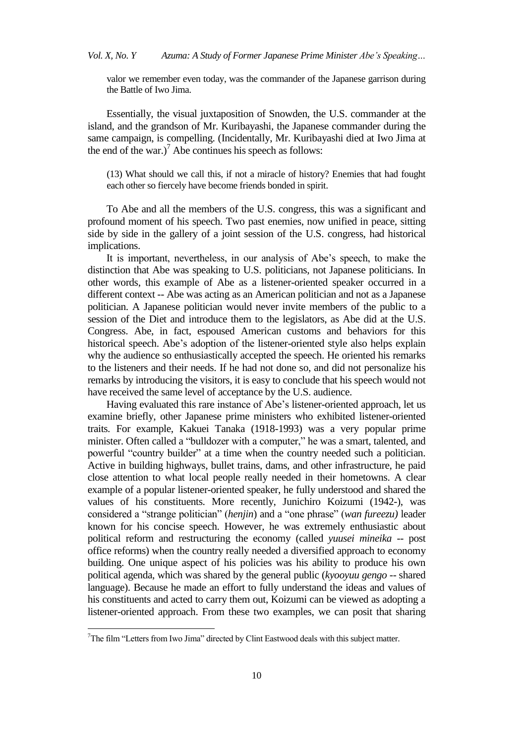valor we remember even today, was the commander of the Japanese garrison during the Battle of Iwo Jima.

Essentially, the visual juxtaposition of Snowden, the U.S. commander at the island, and the grandson of Mr. Kuribayashi, the Japanese commander during the same campaign, is compelling. (Incidentally, Mr. Kuribayashi died at Iwo Jima at the end of the war.)[7] Abe continues his speech as follows:

> (13) What should we call this, if not a miracle of history? Enemies that had fought each other so fiercely have become friends bonded in spirit.

To Abe and all the members of the U.S. congress, this was a significant and profound moment of his speech. Two past enemies, now unified in peace, sitting side by side in the gallery of a joint session of the U.S. congress, had historical implications.

It is important, nevertheless, in our analysis of Abe's speech, to make the distinction that Abe was speaking to U.S. politicians, not Japanese politicians. In other words, this example of Abe as a listener-oriented speaker occurred in a different context -- Abe was acting as an American politician and not as a Japanese politician. A Japanese politician would never invite members of the public to a session of the Diet and introduce them to the legislators, as Abe did at the U.S. Congress. Abe, in fact, espoused American customs and behaviors for this historical speech. Abe's adoption of the listener-oriented style also helps explain why the audience so enthusiastically accepted the speech. He oriented his remarks to the listeners and their needs. If he had not done so, and did not personalize his remarks by introducing the visitors, it is easy to conclude that his speech would not have received the same level of acceptance by the U.S. audience.

Having evaluated this rare instance of Abe's listener-oriented approach, let us examine briefly, other Japanese prime ministers who exhibited listener-oriented traits. For example, Kakuei Tanaka (1918-1993) was a very popular prime minister. Often called a "bulldozer with a computer," he was a smart, talented, and powerful "country builder" at a time when the country needed such a politician. Active in building highways, bullet trains, dams, and other infrastructure, he paid close attention to what local people really needed in their hometowns. A clear example of a popular listener-oriented speaker, he fully understood and shared the values of his constituents. More recently, Junichiro Koizumi (1942-), was considered a "strange politician" (*henjin*) and a "one phrase" (*wan fureezu)* leader known for his concise speech. However, he was extremely enthusiastic about political reform and restructuring the economy (called *yuusei mineika* -- post office reforms) when the country really needed a diversified approach to economy building. One unique aspect of his policies was his ability to produce his own political agenda, which was shared by the general public (*kyooyuu gengo* -- shared language). Because he made an effort to fully understand the ideas and values of his constituents and acted to carry them out, Koizumi can be viewed as adopting a listener-oriented approach. From these two examples, we can posit that sharing

---

[7] The film "Letters from Iwo Jima" directed by Clint Eastwood deals with this subject matter.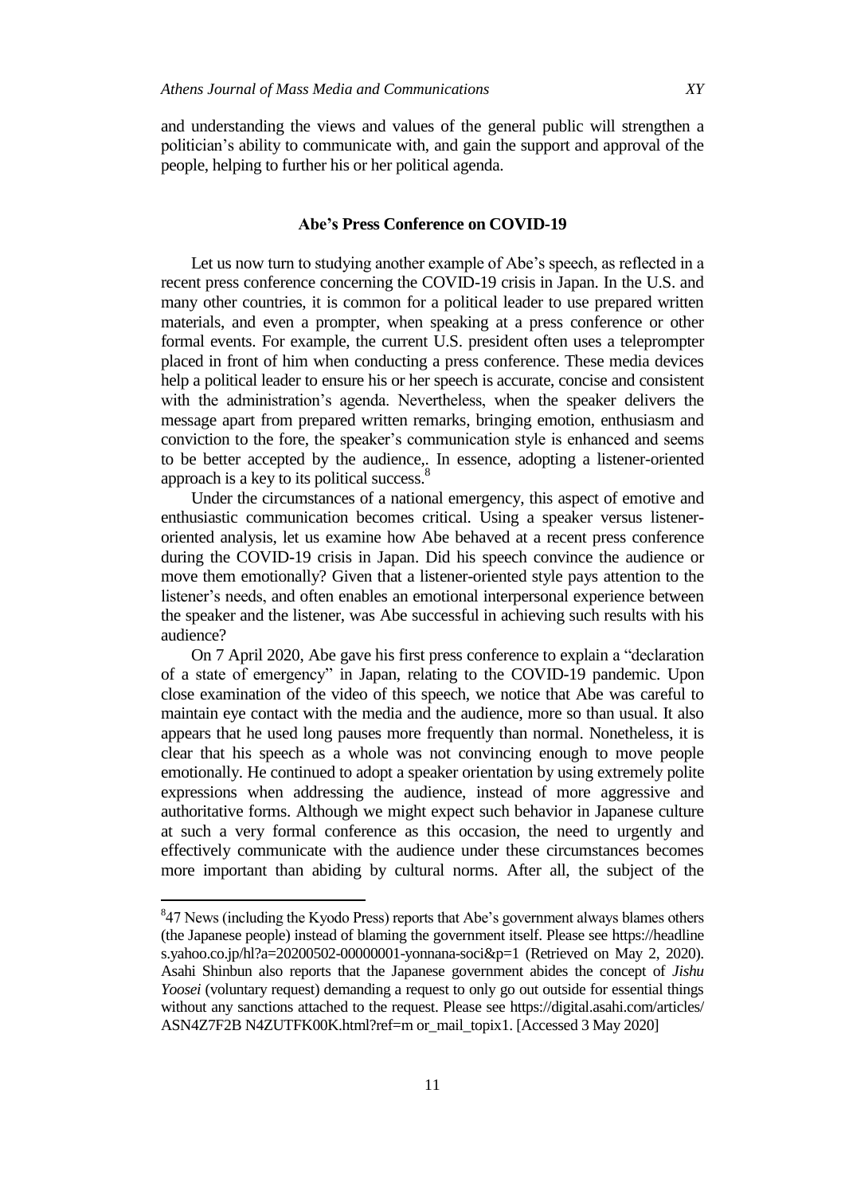and understanding the views and values of the general public will strengthen a politician's ability to communicate with, and gain the support and approval of the people, helping to further his or her political agenda.

## Abe's Press Conference on COVID-19

Let us now turn to studying another example of Abe's speech, as reflected in a recent press conference concerning the COVID-19 crisis in Japan. In the U.S. and many other countries, it is common for a political leader to use prepared written materials, and even a prompter, when speaking at a press conference or other formal events. For example, the current U.S. president often uses a teleprompter placed in front of him when conducting a press conference. These media devices help a political leader to ensure his or her speech is accurate, concise and consistent with the administration's agenda. Nevertheless, when the speaker delivers the message apart from prepared written remarks, bringing emotion, enthusiasm and conviction to the fore, the speaker's communication style is enhanced and seems to be better accepted by the audience,. In essence, adopting a listener-oriented approach is a key to its political success.[8]

Under the circumstances of a national emergency, this aspect of emotive and enthusiastic communication becomes critical. Using a speaker versus listener-oriented analysis, let us examine how Abe behaved at a recent press conference during the COVID-19 crisis in Japan. Did his speech convince the audience or move them emotionally? Given that a listener-oriented style pays attention to the listener's needs, and often enables an emotional interpersonal experience between the speaker and the listener, was Abe successful in achieving such results with his audience?

On 7 April 2020, Abe gave his first press conference to explain a "declaration of a state of emergency" in Japan, relating to the COVID-19 pandemic. Upon close examination of the video of this speech, we notice that Abe was careful to maintain eye contact with the media and the audience, more so than usual. It also appears that he used long pauses more frequently than normal. Nonetheless, it is clear that his speech as a whole was not convincing enough to move people emotionally. He continued to adopt a speaker orientation by using extremely polite expressions when addressing the audience, instead of more aggressive and authoritative forms. Although we might expect such behavior in Japanese culture at such a very formal conference as this occasion, the need to urgently and effectively communicate with the audience under these circumstances becomes more important than abiding by cultural norms. After all, the subject of the

---

[8] 47 News (including the Kyodo Press) reports that Abe's government always blames others (the Japanese people) instead of blaming the government itself. Please see https://headlines.yahoo.co.jp/hl?a=20200502-00000001-yonnana-soci&p=1 (Retrieved on May 2, 2020). Asahi Shinbun also reports that the Japanese government abides the concept of *Jishu Yoosei* (voluntary request) demanding a request to only go out outside for essential things without any sanctions attached to the request. Please see https://digital.asahi.com/articles/ASN4Z7F2B N4ZUTFK00K.html?ref=m or_mail_topix1. [Accessed 3 May 2020]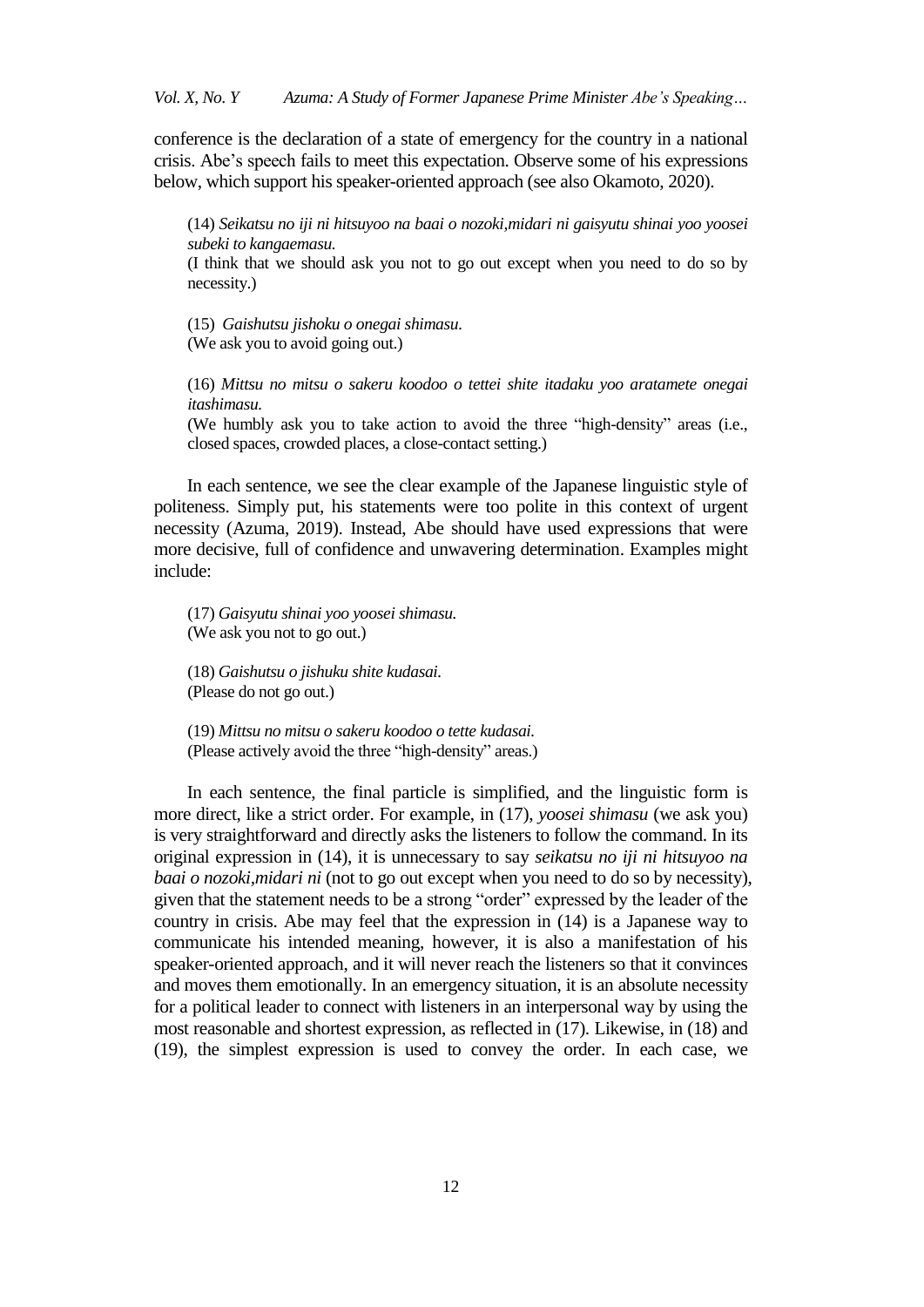conference is the declaration of a state of emergency for the country in a national crisis. Abe's speech fails to meet this expectation. Observe some of his expressions below, which support his speaker-oriented approach (see also Okamoto, 2020).

(14) *Seikatsu no iji ni hitsuyoo na baai o nozoki,midari ni gaisyutu shinai yoo yoosei subeki to kangaemasu.*
(I think that we should ask you not to go out except when you need to do so by necessity.)

(15) *Gaishutsu jishoku o onegai shimasu.*
(We ask you to avoid going out.)

(16) *Mittsu no mitsu o sakeru koodoo o tettei shite itadaku yoo aratamete onegai itashimasu.*
(We humbly ask you to take action to avoid the three "high-density" areas (i.e., closed spaces, crowded places, a close-contact setting.)

In each sentence, we see the clear example of the Japanese linguistic style of politeness. Simply put, his statements were too polite in this context of urgent necessity (Azuma, 2019). Instead, Abe should have used expressions that were more decisive, full of confidence and unwavering determination. Examples might include:

(17) *Gaisyutu shinai yoo yoosei shimasu.*
(We ask you not to go out.)

(18) *Gaishutsu o jishuku shite kudasai.*
(Please do not go out.)

(19) *Mittsu no mitsu o sakeru koodoo o tette kudasai.*
(Please actively avoid the three "high-density" areas.)

In each sentence, the final particle is simplified, and the linguistic form is more direct, like a strict order. For example, in (17), *yoosei shimasu* (we ask you) is very straightforward and directly asks the listeners to follow the command. In its original expression in (14), it is unnecessary to say *seikatsu no iji ni hitsuyoo na baai o nozoki,midari ni* (not to go out except when you need to do so by necessity), given that the statement needs to be a strong "order" expressed by the leader of the country in crisis. Abe may feel that the expression in (14) is a Japanese way to communicate his intended meaning, however, it is also a manifestation of his speaker-oriented approach, and it will never reach the listeners so that it convinces and moves them emotionally. In an emergency situation, it is an absolute necessity for a political leader to connect with listeners in an interpersonal way by using the most reasonable and shortest expression, as reflected in (17). Likewise, in (18) and (19), the simplest expression is used to convey the order. In each case, we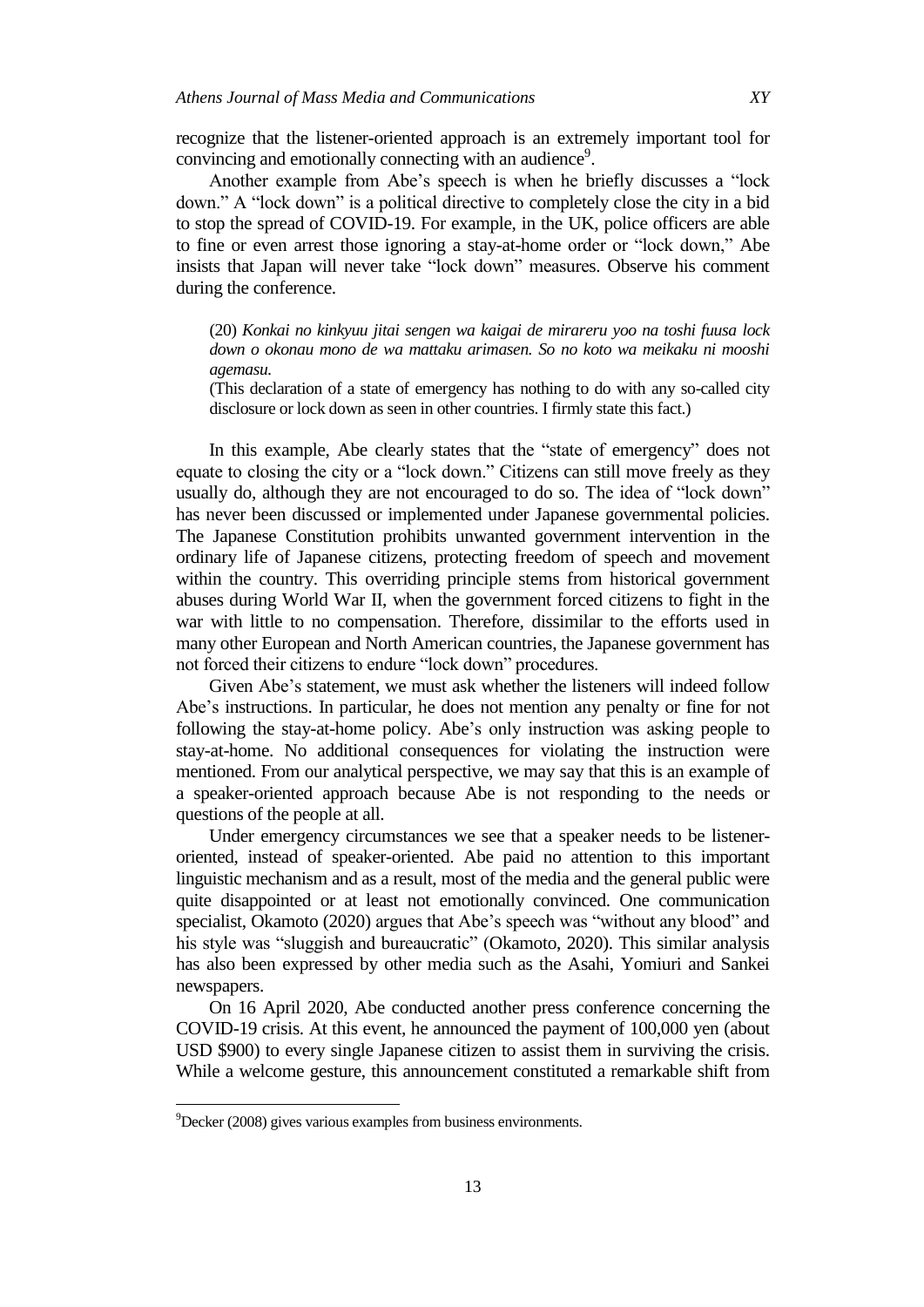recognize that the listener-oriented approach is an extremely important tool for convincing and emotionally connecting with an audience[9].

Another example from Abe's speech is when he briefly discusses a "lock down." A "lock down" is a political directive to completely close the city in a bid to stop the spread of COVID-19. For example, in the UK, police officers are able to fine or even arrest those ignoring a stay-at-home order or "lock down," Abe insists that Japan will never take "lock down" measures. Observe his comment during the conference.

> (20) *Konkai no kinkyuu jitai sengen wa kaigai de mirareru yoo na toshi fuusa lock down o okonau mono de wa mattaku arimasen. So no koto wa meikaku ni mooshi agemasu.*
> (This declaration of a state of emergency has nothing to do with any so-called city disclosure or lock down as seen in other countries. I firmly state this fact.)

In this example, Abe clearly states that the "state of emergency" does not equate to closing the city or a "lock down." Citizens can still move freely as they usually do, although they are not encouraged to do so. The idea of "lock down" has never been discussed or implemented under Japanese governmental policies. The Japanese Constitution prohibits unwanted government intervention in the ordinary life of Japanese citizens, protecting freedom of speech and movement within the country. This overriding principle stems from historical government abuses during World War II, when the government forced citizens to fight in the war with little to no compensation. Therefore, dissimilar to the efforts used in many other European and North American countries, the Japanese government has not forced their citizens to endure "lock down" procedures.

Given Abe's statement, we must ask whether the listeners will indeed follow Abe's instructions. In particular, he does not mention any penalty or fine for not following the stay-at-home policy. Abe's only instruction was asking people to stay-at-home. No additional consequences for violating the instruction were mentioned. From our analytical perspective, we may say that this is an example of a speaker-oriented approach because Abe is not responding to the needs or questions of the people at all.

Under emergency circumstances we see that a speaker needs to be listener-oriented, instead of speaker-oriented. Abe paid no attention to this important linguistic mechanism and as a result, most of the media and the general public were quite disappointed or at least not emotionally convinced. One communication specialist, Okamoto (2020) argues that Abe's speech was "without any blood" and his style was "sluggish and bureaucratic" (Okamoto, 2020). This similar analysis has also been expressed by other media such as the Asahi, Yomiuri and Sankei newspapers.

On 16 April 2020, Abe conducted another press conference concerning the COVID-19 crisis. At this event, he announced the payment of 100,000 yen (about USD $900) to every single Japanese citizen to assist them in surviving the crisis. While a welcome gesture, this announcement constituted a remarkable shift from

[9] Decker (2008) gives various examples from business environments.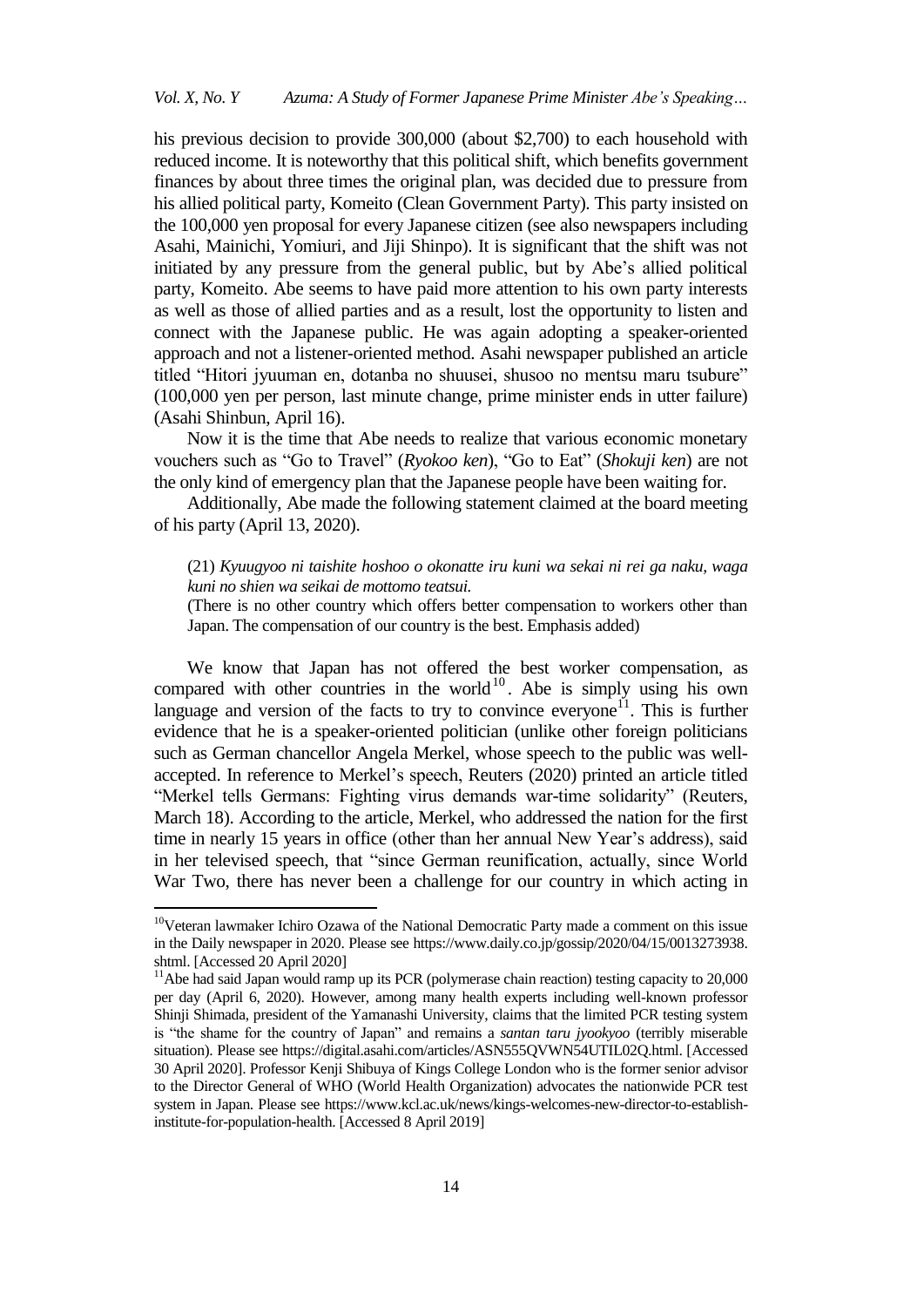his previous decision to provide 300,000 (about $2,700) to each household with reduced income. It is noteworthy that this political shift, which benefits government finances by about three times the original plan, was decided due to pressure from his allied political party, Komeito (Clean Government Party). This party insisted on the 100,000 yen proposal for every Japanese citizen (see also newspapers including Asahi, Mainichi, Yomiuri, and Jiji Shinpo). It is significant that the shift was not initiated by any pressure from the general public, but by Abe's allied political party, Komeito. Abe seems to have paid more attention to his own party interests as well as those of allied parties and as a result, lost the opportunity to listen and connect with the Japanese public. He was again adopting a speaker-oriented approach and not a listener-oriented method. Asahi newspaper published an article titled "Hitori jyuuman en, dotanba no shuusei, shusoo no mentsu maru tsubure" (100,000 yen per person, last minute change, prime minister ends in utter failure) (Asahi Shinbun, April 16).

Now it is the time that Abe needs to realize that various economic monetary vouchers such as "Go to Travel" (*Ryokoo ken*), "Go to Eat" (*Shokuji ken*) are not the only kind of emergency plan that the Japanese people have been waiting for.

Additionally, Abe made the following statement claimed at the board meeting of his party (April 13, 2020).

> (21) *Kyuugyoo ni taishite hoshoo o okonatte iru kuni wa sekai ni rei ga naku, waga kuni no shien wa seikai de mottomo teatsui.*
>
> (There is no other country which offers better compensation to workers other than Japan. The compensation of our country is the best. Emphasis added)

We know that Japan has not offered the best worker compensation, as compared with other countries in the world[10]. Abe is simply using his own language and version of the facts to try to convince everyone[11]. This is further evidence that he is a speaker-oriented politician (unlike other foreign politicians such as German chancellor Angela Merkel, whose speech to the public was well-accepted. In reference to Merkel's speech, Reuters (2020) printed an article titled "Merkel tells Germans: Fighting virus demands war-time solidarity" (Reuters, March 18). According to the article, Merkel, who addressed the nation for the first time in nearly 15 years in office (other than her annual New Year's address), said in her televised speech, that "since German reunification, actually, since World War Two, there has never been a challenge for our country in which acting in

---

[10] Veteran lawmaker Ichiro Ozawa of the National Democratic Party made a comment on this issue in the Daily newspaper in 2020. Please see https://www.daily.co.jp/gossip/2020/04/15/0013273938.shtml. [Accessed 20 April 2020]

[11] Abe had said Japan would ramp up its PCR (polymerase chain reaction) testing capacity to 20,000 per day (April 6, 2020). However, among many health experts including well-known professor Shinji Shimada, president of the Yamanashi University, claims that the limited PCR testing system is "the shame for the country of Japan" and remains a *santan taru jyookyoo* (terribly miserable situation). Please see https://digital.asahi.com/articles/ASN555QVWN54UTIL02Q.html. [Accessed 30 April 2020]. Professor Kenji Shibuya of Kings College London who is the former senior advisor to the Director General of WHO (World Health Organization) advocates the nationwide PCR test system in Japan. Please see https://www.kcl.ac.uk/news/kings-welcomes-new-director-to-establish-institute-for-population-health. [Accessed 8 April 2019]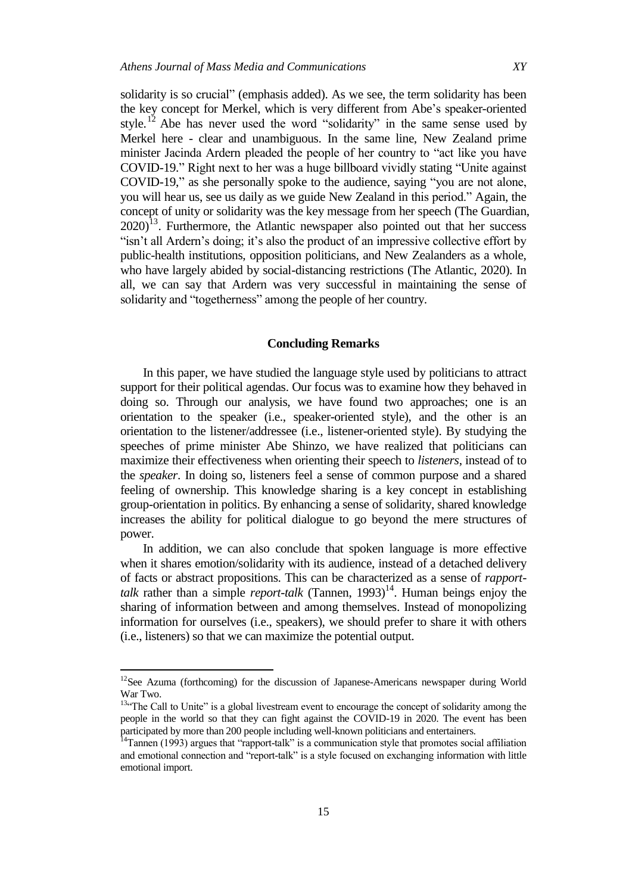solidarity is so crucial" (emphasis added). As we see, the term solidarity has been the key concept for Merkel, which is very different from Abe's speaker-oriented style.[12] Abe has never used the word "solidarity" in the same sense used by Merkel here - clear and unambiguous. In the same line, New Zealand prime minister Jacinda Ardern pleaded the people of her country to "act like you have COVID-19." Right next to her was a huge billboard vividly stating "Unite against COVID-19," as she personally spoke to the audience, saying "you are not alone, you will hear us, see us daily as we guide New Zealand in this period." Again, the concept of unity or solidarity was the key message from her speech (The Guardian, 2020)[13]. Furthermore, the Atlantic newspaper also pointed out that her success "isn't all Ardern's doing; it's also the product of an impressive collective effort by public-health institutions, opposition politicians, and New Zealanders as a whole, who have largely abided by social-distancing restrictions (The Atlantic, 2020). In all, we can say that Ardern was very successful in maintaining the sense of solidarity and "togetherness" among the people of her country.

## Concluding Remarks

In this paper, we have studied the language style used by politicians to attract support for their political agendas. Our focus was to examine how they behaved in doing so. Through our analysis, we have found two approaches; one is an orientation to the speaker (i.e., speaker-oriented style), and the other is an orientation to the listener/addressee (i.e., listener-oriented style). By studying the speeches of prime minister Abe Shinzo, we have realized that politicians can maximize their effectiveness when orienting their speech to *listeners*, instead of to the *speaker*. In doing so, listeners feel a sense of common purpose and a shared feeling of ownership. This knowledge sharing is a key concept in establishing group-orientation in politics. By enhancing a sense of solidarity, shared knowledge increases the ability for political dialogue to go beyond the mere structures of power.

In addition, we can also conclude that spoken language is more effective when it shares emotion/solidarity with its audience, instead of a detached delivery of facts or abstract propositions. This can be characterized as a sense of *rapport-talk* rather than a simple *report-talk* (Tannen, 1993)[14]. Human beings enjoy the sharing of information between and among themselves. Instead of monopolizing information for ourselves (i.e., speakers), we should prefer to share it with others (i.e., listeners) so that we can maximize the potential output.

---

[12]See Azuma (forthcoming) for the discussion of Japanese-Americans newspaper during World War Two.

[13]"The Call to Unite" is a global livestream event to encourage the concept of solidarity among the people in the world so that they can fight against the COVID-19 in 2020. The event has been participated by more than 200 people including well-known politicians and entertainers.

[14]Tannen (1993) argues that "rapport-talk" is a communication style that promotes social affiliation and emotional connection and "report-talk" is a style focused on exchanging information with little emotional import.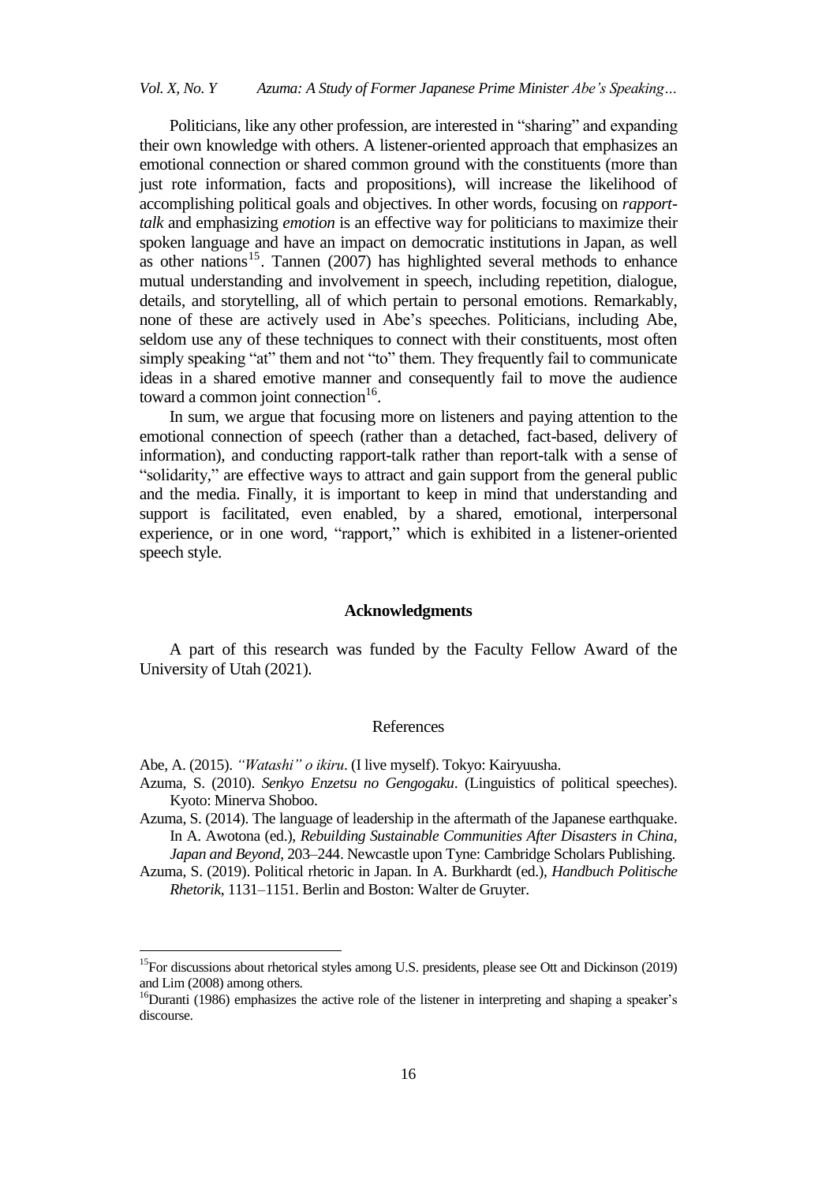Politicians, like any other profession, are interested in "sharing" and expanding their own knowledge with others. A listener-oriented approach that emphasizes an emotional connection or shared common ground with the constituents (more than just rote information, facts and propositions), will increase the likelihood of accomplishing political goals and objectives. In other words, focusing on *rapport-talk* and emphasizing *emotion* is an effective way for politicians to maximize their spoken language and have an impact on democratic institutions in Japan, as well as other nations[15]. Tannen (2007) has highlighted several methods to enhance mutual understanding and involvement in speech, including repetition, dialogue, details, and storytelling, all of which pertain to personal emotions. Remarkably, none of these are actively used in Abe's speeches. Politicians, including Abe, seldom use any of these techniques to connect with their constituents, most often simply speaking "at" them and not "to" them. They frequently fail to communicate ideas in a shared emotive manner and consequently fail to move the audience toward a common joint connection[16].

In sum, we argue that focusing more on listeners and paying attention to the emotional connection of speech (rather than a detached, fact-based, delivery of information), and conducting rapport-talk rather than report-talk with a sense of "solidarity," are effective ways to attract and gain support from the general public and the media. Finally, it is important to keep in mind that understanding and support is facilitated, even enabled, by a shared, emotional, interpersonal experience, or in one word, "rapport," which is exhibited in a listener-oriented speech style.

## Acknowledgments

A part of this research was funded by the Faculty Fellow Award of the University of Utah (2021).

## References

Abe, A. (2015). *"Watashi" o ikiru*. (I live myself). Tokyo: Kairyuusha.

Azuma, S. (2010). *Senkyo Enzetsu no Gengogaku*. (Linguistics of political speeches). Kyoto: Minerva Shoboo.

Azuma, S. (2014). The language of leadership in the aftermath of the Japanese earthquake. In A. Awotona (ed.), *Rebuilding Sustainable Communities After Disasters in China, Japan and Beyond*, 203–244. Newcastle upon Tyne: Cambridge Scholars Publishing.

Azuma, S. (2019). Political rhetoric in Japan. In A. Burkhardt (ed.), *Handbuch Politische Rhetorik*, 1131–1151. Berlin and Boston: Walter de Gruyter.

---

[15] For discussions about rhetorical styles among U.S. presidents, please see Ott and Dickinson (2019) and Lim (2008) among others.

[16] Duranti (1986) emphasizes the active role of the listener in interpreting and shaping a speaker's discourse.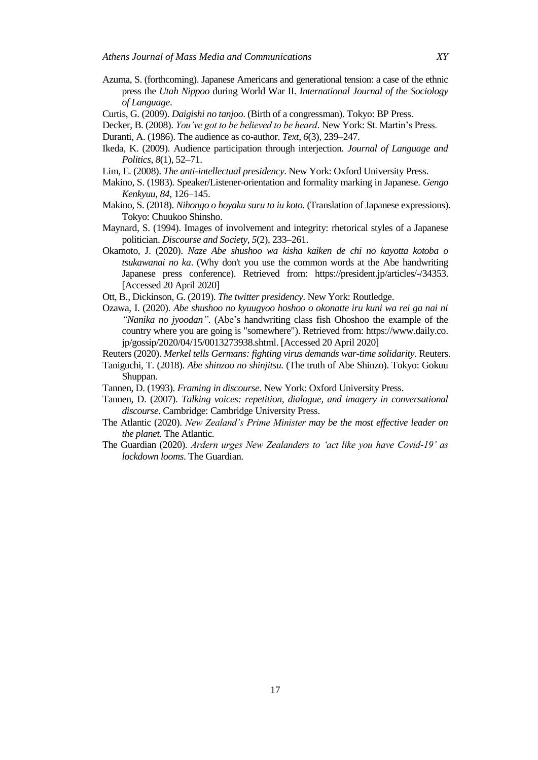Azuma, S. (forthcoming). Japanese Americans and generational tension: a case of the ethnic press the *Utah Nippoo* during World War II. *International Journal of the Sociology of Language*.

Curtis, G. (2009). *Daigishi no tanjoo*. (Birth of a congressman). Tokyo: BP Press.

Decker, B. (2008). *You've got to be believed to be heard*. New York: St. Martin's Press.

Duranti, A. (1986). The audience as co-author. *Text*, *6*(3), 239–247.

Ikeda, K. (2009). Audience participation through interjection. *Journal of Language and Politics*, *8*(1), 52–71.

Lim, E. (2008). *The anti-intellectual presidency*. New York: Oxford University Press.

Makino, S. (1983). Speaker/Listener-orientation and formality marking in Japanese. *Gengo Kenkyuu*, *84*, 126–145.

Makino, S. (2018). *Nihongo o hoyaku suru to iu koto.* (Translation of Japanese expressions). Tokyo: Chuukoo Shinsho.

Maynard, S. (1994). Images of involvement and integrity: rhetorical styles of a Japanese politician. *Discourse and Society*, *5*(2), 233–261.

Okamoto, J. (2020). *Naze Abe shushoo wa kisha kaiken de chi no kayotta kotoba o tsukawanai no ka*. (Why don't you use the common words at the Abe handwriting Japanese press conference). Retrieved from: https://president.jp/articles/-/34353. [Accessed 20 April 2020]

Ott, B., Dickinson, G. (2019). *The twitter presidency*. New York: Routledge.

Ozawa, I. (2020). *Abe shushoo no kyuugyoo hoshoo o okonatte iru kuni wa rei ga nai ni "Nanika no jyoodan"*. (Abe's handwriting class fish Ohoshoo the example of the country where you are going is "somewhere"). Retrieved from: https://www.daily.co.jp/gossip/2020/04/15/0013273938.shtml. [Accessed 20 April 2020]

Reuters (2020). *Merkel tells Germans: fighting virus demands war-time solidarity*. Reuters.

Taniguchi, T. (2018). *Abe shinzoo no shinjitsu.* (The truth of Abe Shinzo). Tokyo: Gokuu Shuppan.

Tannen, D. (1993). *Framing in discourse*. New York: Oxford University Press.

Tannen, D. (2007). *Talking voices: repetition, dialogue, and imagery in conversational discourse*. Cambridge: Cambridge University Press.

The Atlantic (2020). *New Zealand's Prime Minister may be the most effective leader on the planet*. The Atlantic.

The Guardian (2020). *Ardern urges New Zealanders to 'act like you have Covid-19' as lockdown looms*. The Guardian.